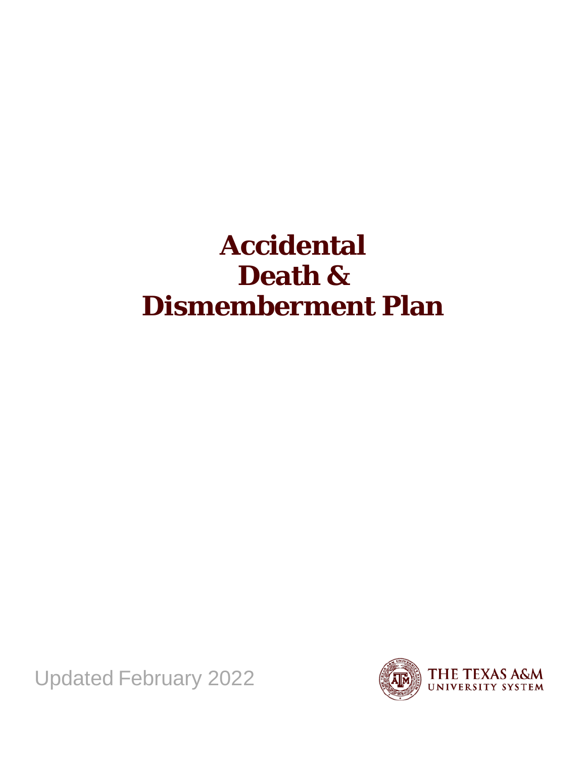# Accidental Death & Dismemberment Plan

Updated February 2022

THE TEXAS A&M UNIVERSITY SYSTEM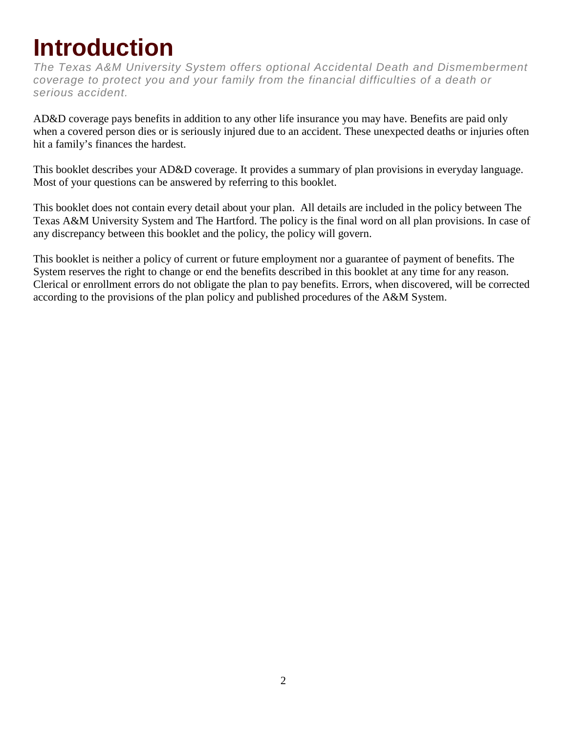# Introduction

*The Texas A&M University System offers optional Accidental Death and Dismemberment coverage to protect you and your family from the financial difficulties of a death or serious accident.*

AD&D coverage pays benefits in addition to any other life insurance you may have. Benefits are paid only when a covered person dies or is seriously injured due to an accident. These unexpected deaths or injuries often hit a family's finances the hardest.

This booklet describes your AD&D coverage. It provides a summary of plan provisions in everyday language. Most of your questions can be answered by referring to this booklet.

This booklet does not contain every detail about your plan. All details are included in the policy between The Texas A&M University System and The Hartford. The policy is the final word on all plan provisions. In case of any discrepancy between this booklet and the policy, the policy will govern.

This booklet is neither a policy of current or future employment nor a guarantee of payment of benefits. The System reserves the right to change or end the benefits described in this booklet at any time for any reason. Clerical or enrollment errors do not obligate the plan to pay benefits. Errors, when discovered, will be corrected according to the provisions of the plan policy and published procedures of the A&M System.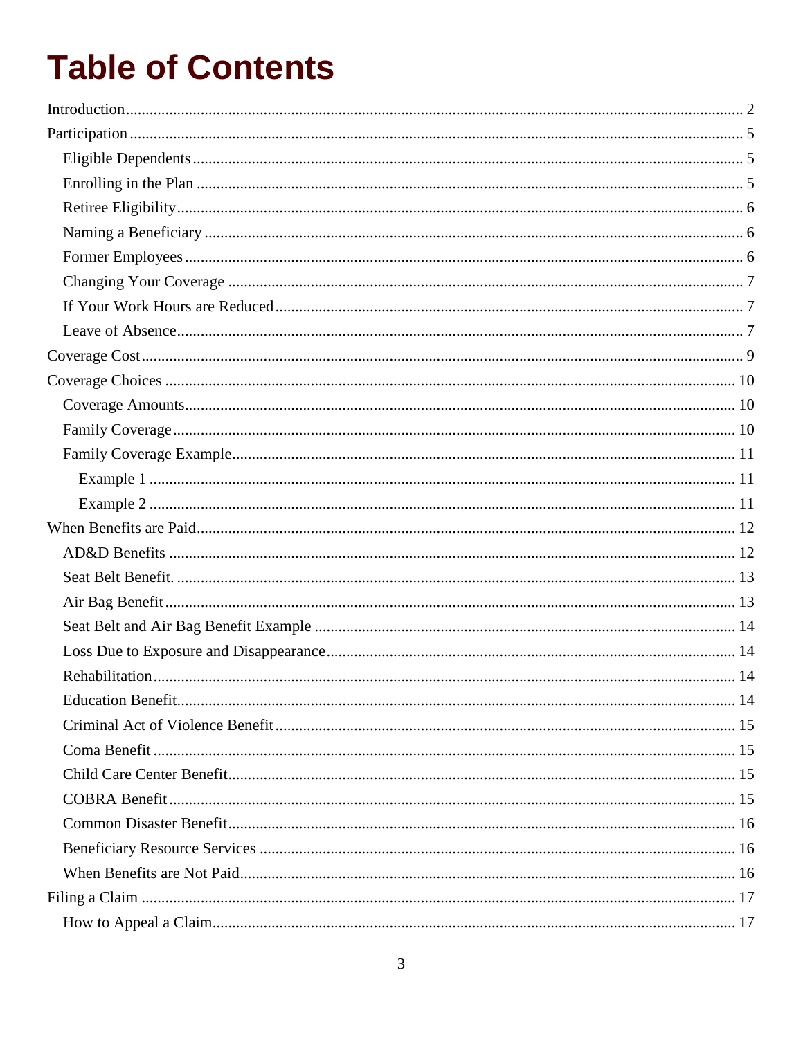# Table of Contents

Introduction ........................................................................................................................ 2
Participation ........................................................................................................................ 5
- Eligible Dependents ........................................................................................................ 5
- Enrolling in the Plan ....................................................................................................... 5
- Retiree Eligibility ............................................................................................................ 6
- Naming a Beneficiary ...................................................................................................... 6
- Former Employees .......................................................................................................... 6
- Changing Your Coverage ................................................................................................ 7
- If Your Work Hours are Reduced .................................................................................... 7
- Leave of Absence ............................................................................................................ 7

Coverage Cost ..................................................................................................................... 9
Coverage Choices ............................................................................................................... 10
- Coverage Amounts .......................................................................................................... 10
- Family Coverage ............................................................................................................. 10
- Family Coverage Example .............................................................................................. 11
  - Example 1 .................................................................................................................. 11
  - Example 2 .................................................................................................................. 11

When Benefits are Paid ...................................................................................................... 12
- AD&D Benefits ............................................................................................................... 12
- Seat Belt Benefit. ............................................................................................................ 13
- Air Bag Benefit ............................................................................................................... 13
- Seat Belt and Air Bag Benefit Example .......................................................................... 14
- Loss Due to Exposure and Disappearance ...................................................................... 14
- Rehabilitation .................................................................................................................. 14
- Education Benefit ............................................................................................................ 14
- Criminal Act of Violence Benefit .................................................................................... 15
- Coma Benefit ................................................................................................................... 15
- Child Care Center Benefit ................................................................................................ 15
- COBRA Benefit ............................................................................................................... 15
- Common Disaster Benefit ................................................................................................ 16
- Beneficiary Resource Services ......................................................................................... 16
- When Benefits are Not Paid ............................................................................................. 16

Filing a Claim ..................................................................................................................... 17
- How to Appeal a Claim .................................................................................................... 17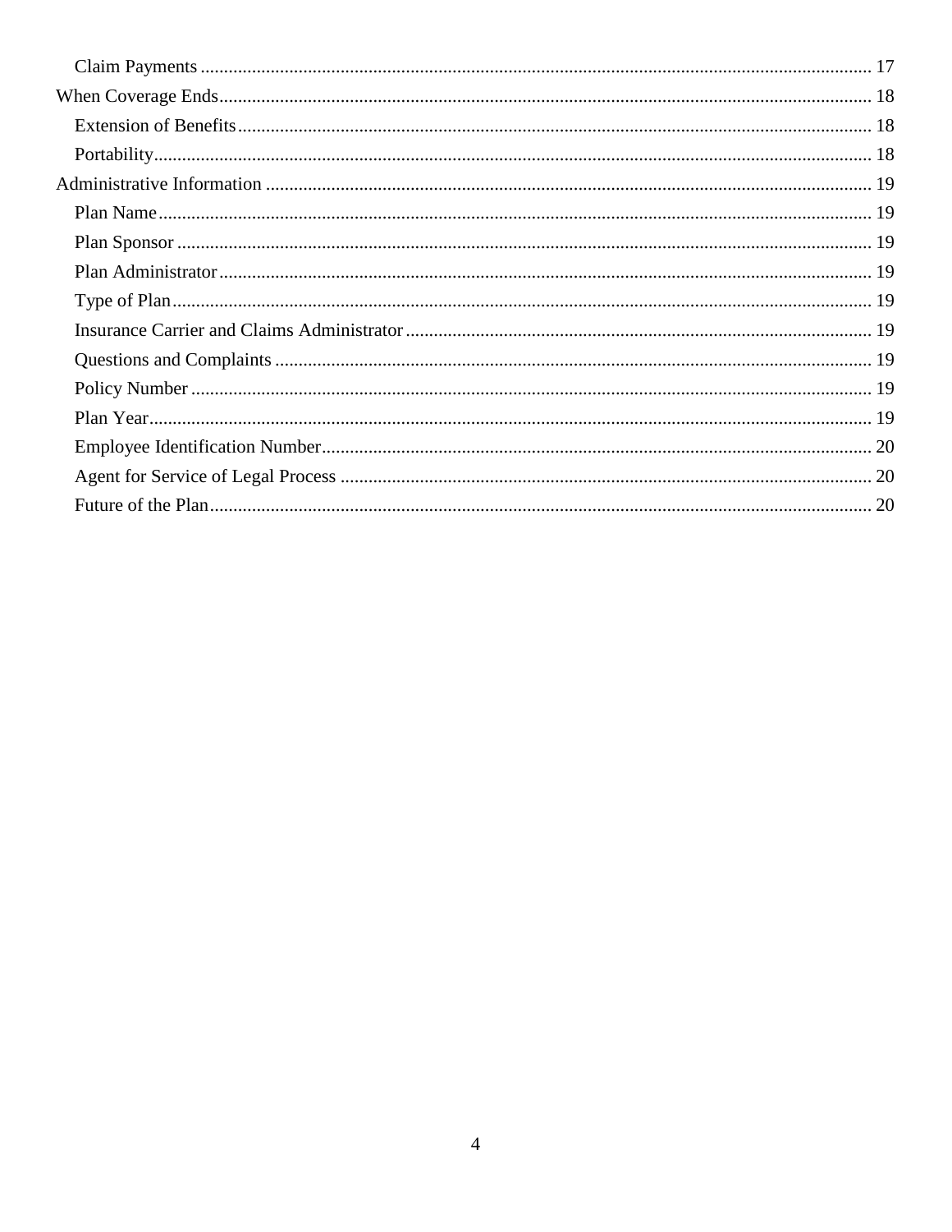Claim Payments .......... 17

When Coverage Ends .......... 18

Extension of Benefits .......... 18

Portability .......... 18

Administrative Information .......... 19

Plan Name .......... 19

Plan Sponsor .......... 19

Plan Administrator .......... 19

Type of Plan .......... 19

Insurance Carrier and Claims Administrator .......... 19

Questions and Complaints .......... 19

Policy Number .......... 19

Plan Year .......... 19

Employee Identification Number .......... 20

Agent for Service of Legal Process .......... 20

Future of the Plan .......... 20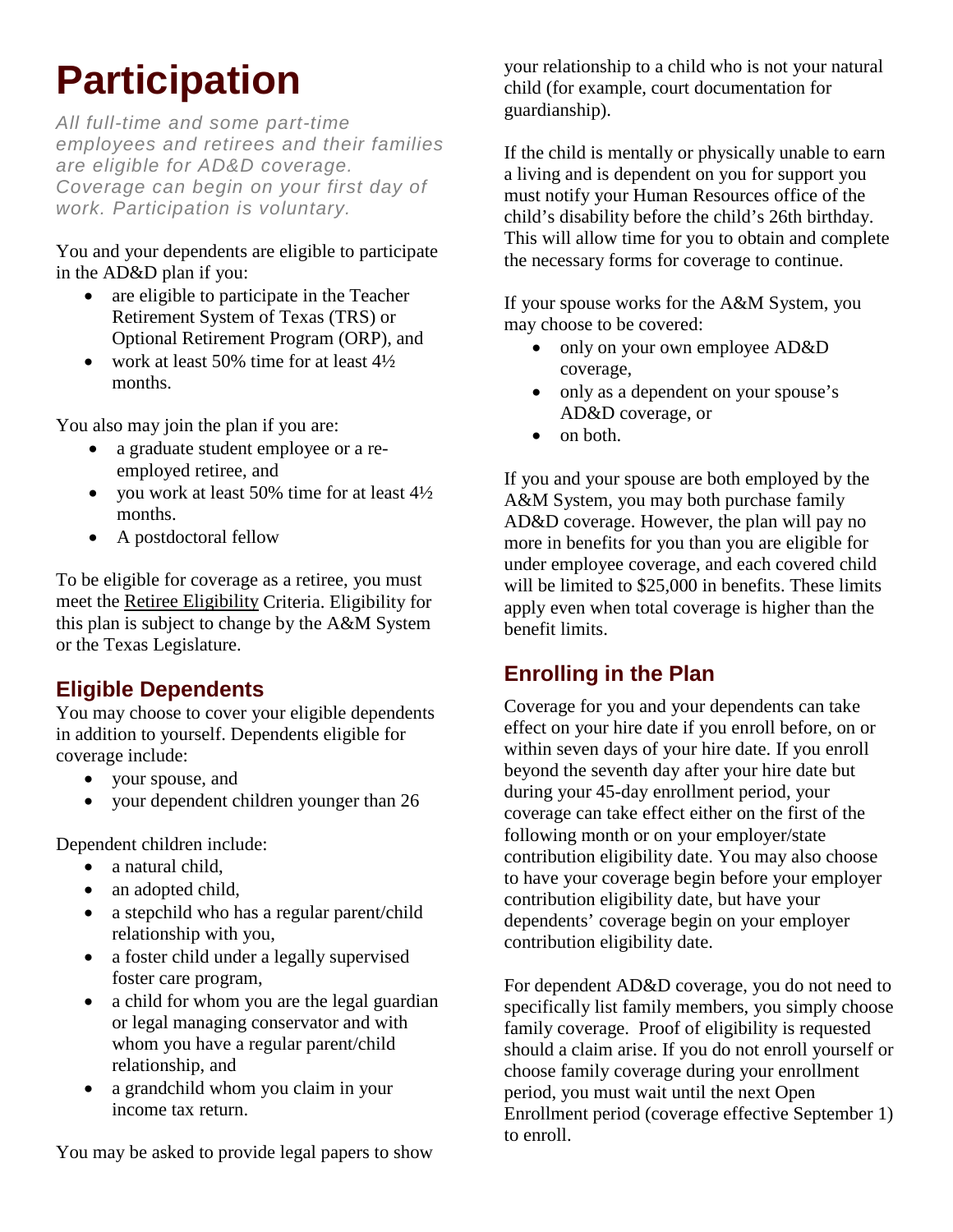# Participation

*All full-time and some part-time employees and retirees and their families are eligible for AD&D coverage. Coverage can begin on your first day of work. Participation is voluntary.*

You and your dependents are eligible to participate in the AD&D plan if you:

- are eligible to participate in the Teacher Retirement System of Texas (TRS) or Optional Retirement Program (ORP), and
- work at least 50% time for at least 4½ months.

You also may join the plan if you are:

- a graduate student employee or a re-employed retiree, and
- you work at least 50% time for at least 4½ months.
- A postdoctoral fellow

To be eligible for coverage as a retiree, you must meet the Retiree Eligibility Criteria. Eligibility for this plan is subject to change by the A&M System or the Texas Legislature.

## Eligible Dependents

You may choose to cover your eligible dependents in addition to yourself. Dependents eligible for coverage include:

- your spouse, and
- your dependent children younger than 26

Dependent children include:

- a natural child,
- an adopted child,
- a stepchild who has a regular parent/child relationship with you,
- a foster child under a legally supervised foster care program,
- a child for whom you are the legal guardian or legal managing conservator and with whom you have a regular parent/child relationship, and
- a grandchild whom you claim in your income tax return.

You may be asked to provide legal papers to show your relationship to a child who is not your natural child (for example, court documentation for guardianship).

If the child is mentally or physically unable to earn a living and is dependent on you for support you must notify your Human Resources office of the child's disability before the child's 26th birthday. This will allow time for you to obtain and complete the necessary forms for coverage to continue.

If your spouse works for the A&M System, you may choose to be covered:

- only on your own employee AD&D coverage,
- only as a dependent on your spouse's AD&D coverage, or
- on both.

If you and your spouse are both employed by the A&M System, you may both purchase family AD&D coverage. However, the plan will pay no more in benefits for you than you are eligible for under employee coverage, and each covered child will be limited to $25,000 in benefits. These limits apply even when total coverage is higher than the benefit limits.

## Enrolling in the Plan

Coverage for you and your dependents can take effect on your hire date if you enroll before, on or within seven days of your hire date. If you enroll beyond the seventh day after your hire date but during your 45-day enrollment period, your coverage can take effect either on the first of the following month or on your employer/state contribution eligibility date. You may also choose to have your coverage begin before your employer contribution eligibility date, but have your dependents' coverage begin on your employer contribution eligibility date.

For dependent AD&D coverage, you do not need to specifically list family members, you simply choose family coverage. Proof of eligibility is requested should a claim arise. If you do not enroll yourself or choose family coverage during your enrollment period, you must wait until the next Open Enrollment period (coverage effective September 1) to enroll.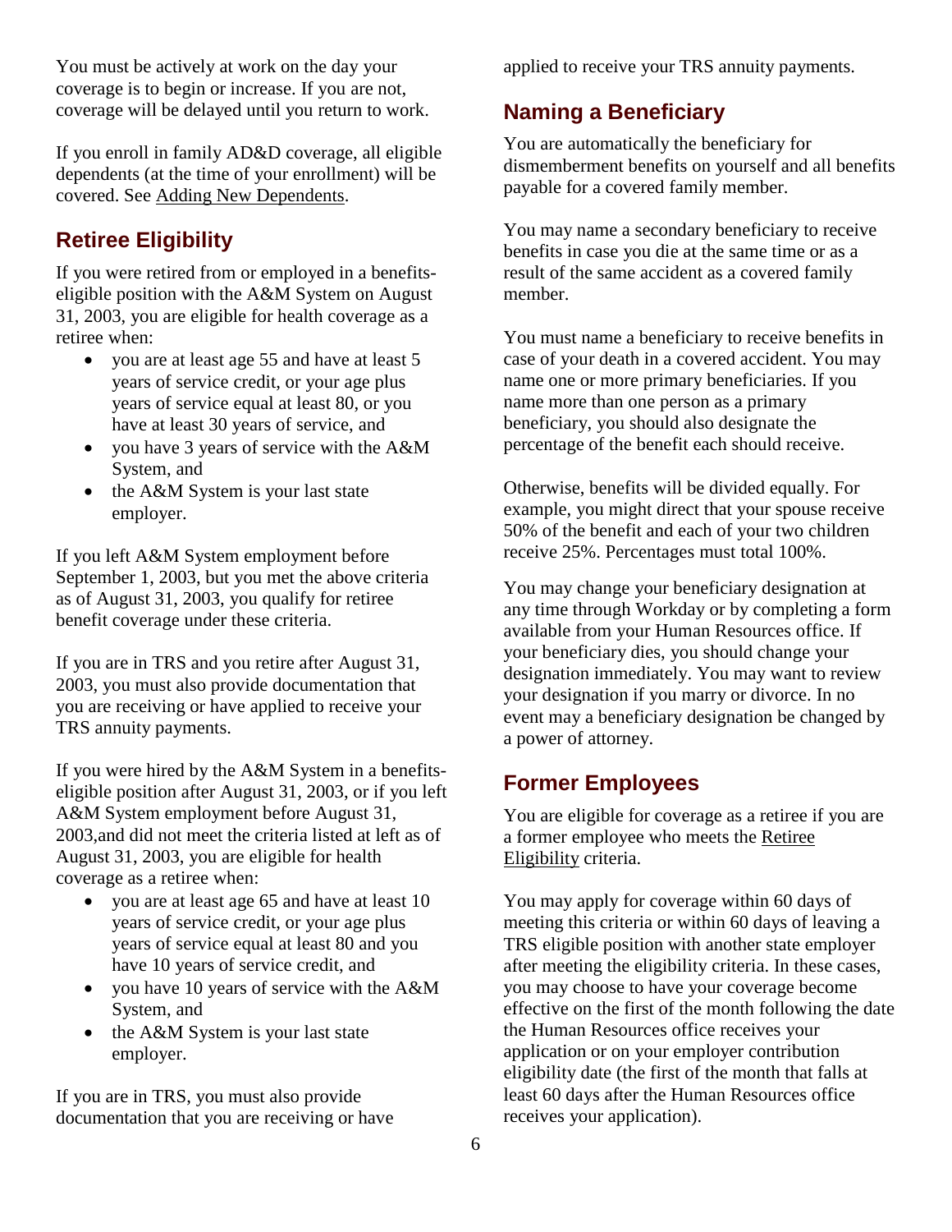You must be actively at work on the day your coverage is to begin or increase. If you are not, coverage will be delayed until you return to work.

If you enroll in family AD&D coverage, all eligible dependents (at the time of your enrollment) will be covered. See Adding New Dependents.

## Retiree Eligibility

If you were retired from or employed in a benefits-eligible position with the A&M System on August 31, 2003, you are eligible for health coverage as a retiree when:

- you are at least age 55 and have at least 5 years of service credit, or your age plus years of service equal at least 80, or you have at least 30 years of service, and
- you have 3 years of service with the A&M System, and
- the A&M System is your last state employer.

If you left A&M System employment before September 1, 2003, but you met the above criteria as of August 31, 2003, you qualify for retiree benefit coverage under these criteria.

If you are in TRS and you retire after August 31, 2003, you must also provide documentation that you are receiving or have applied to receive your TRS annuity payments.

If you were hired by the A&M System in a benefits-eligible position after August 31, 2003, or if you left A&M System employment before August 31, 2003,and did not meet the criteria listed at left as of August 31, 2003, you are eligible for health coverage as a retiree when:

- you are at least age 65 and have at least 10 years of service credit, or your age plus years of service equal at least 80 and you have 10 years of service credit, and
- you have 10 years of service with the A&M System, and
- the A&M System is your last state employer.

If you are in TRS, you must also provide documentation that you are receiving or have applied to receive your TRS annuity payments.

## Naming a Beneficiary

You are automatically the beneficiary for dismemberment benefits on yourself and all benefits payable for a covered family member.

You may name a secondary beneficiary to receive benefits in case you die at the same time or as a result of the same accident as a covered family member.

You must name a beneficiary to receive benefits in case of your death in a covered accident. You may name one or more primary beneficiaries. If you name more than one person as a primary beneficiary, you should also designate the percentage of the benefit each should receive.

Otherwise, benefits will be divided equally. For example, you might direct that your spouse receive 50% of the benefit and each of your two children receive 25%. Percentages must total 100%.

You may change your beneficiary designation at any time through Workday or by completing a form available from your Human Resources office. If your beneficiary dies, you should change your designation immediately. You may want to review your designation if you marry or divorce. In no event may a beneficiary designation be changed by a power of attorney.

## Former Employees

You are eligible for coverage as a retiree if you are a former employee who meets the Retiree Eligibility criteria.

You may apply for coverage within 60 days of meeting this criteria or within 60 days of leaving a TRS eligible position with another state employer after meeting the eligibility criteria. In these cases, you may choose to have your coverage become effective on the first of the month following the date the Human Resources office receives your application or on your employer contribution eligibility date (the first of the month that falls at least 60 days after the Human Resources office receives your application).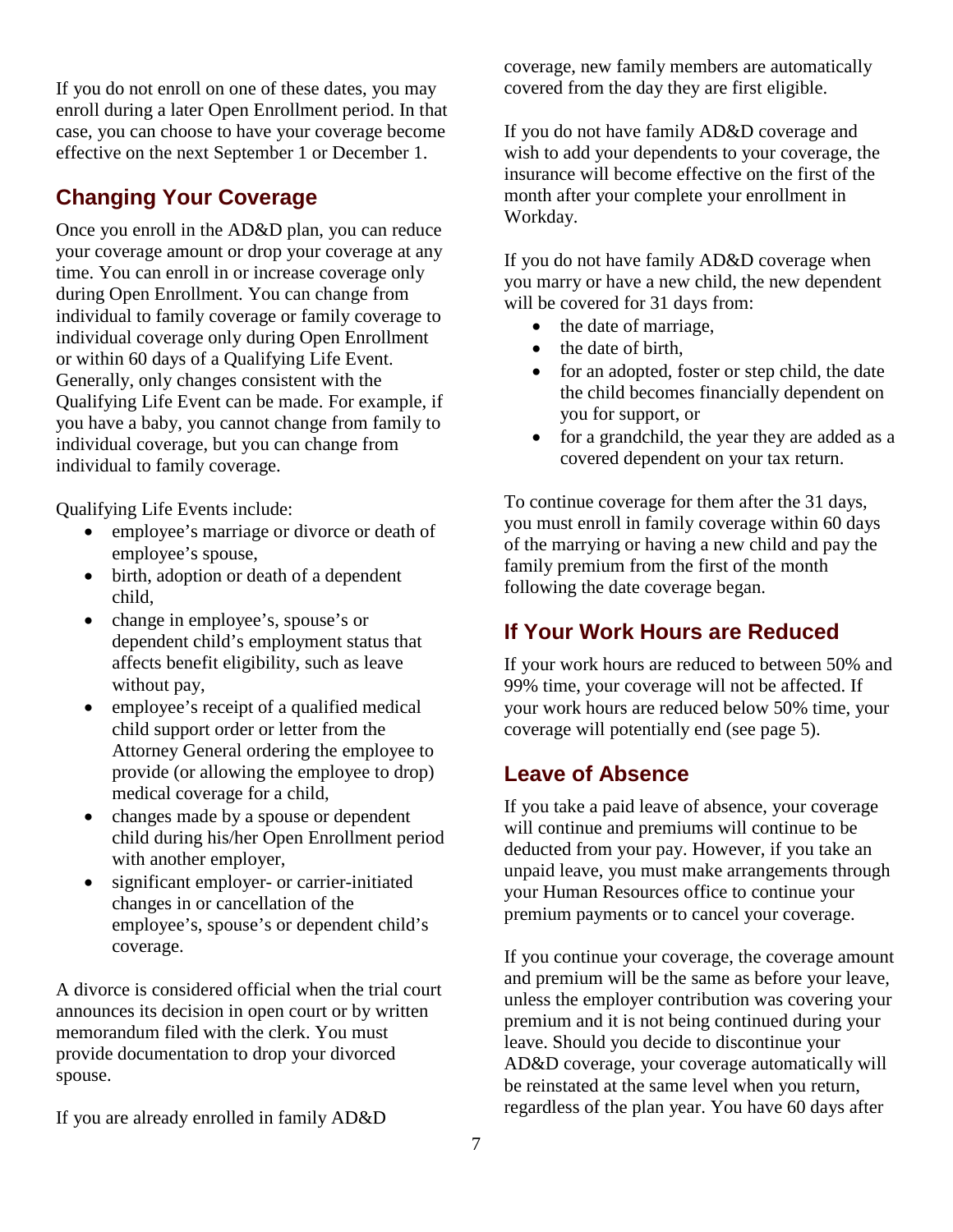If you do not enroll on one of these dates, you may enroll during a later Open Enrollment period. In that case, you can choose to have your coverage become effective on the next September 1 or December 1.

## Changing Your Coverage

Once you enroll in the AD&D plan, you can reduce your coverage amount or drop your coverage at any time. You can enroll in or increase coverage only during Open Enrollment. You can change from individual to family coverage or family coverage to individual coverage only during Open Enrollment or within 60 days of a Qualifying Life Event. Generally, only changes consistent with the Qualifying Life Event can be made. For example, if you have a baby, you cannot change from family to individual coverage, but you can change from individual to family coverage.

Qualifying Life Events include:

- employee's marriage or divorce or death of employee's spouse,
- birth, adoption or death of a dependent child,
- change in employee's, spouse's or dependent child's employment status that affects benefit eligibility, such as leave without pay,
- employee's receipt of a qualified medical child support order or letter from the Attorney General ordering the employee to provide (or allowing the employee to drop) medical coverage for a child,
- changes made by a spouse or dependent child during his/her Open Enrollment period with another employer,
- significant employer- or carrier-initiated changes in or cancellation of the employee's, spouse's or dependent child's coverage.

A divorce is considered official when the trial court announces its decision in open court or by written memorandum filed with the clerk. You must provide documentation to drop your divorced spouse.

If you are already enrolled in family AD&D coverage, new family members are automatically covered from the day they are first eligible.

If you do not have family AD&D coverage and wish to add your dependents to your coverage, the insurance will become effective on the first of the month after your complete your enrollment in Workday.

If you do not have family AD&D coverage when you marry or have a new child, the new dependent will be covered for 31 days from:

- the date of marriage,
- the date of birth,
- for an adopted, foster or step child, the date the child becomes financially dependent on you for support, or
- for a grandchild, the year they are added as a covered dependent on your tax return.

To continue coverage for them after the 31 days, you must enroll in family coverage within 60 days of the marrying or having a new child and pay the family premium from the first of the month following the date coverage began.

## If Your Work Hours are Reduced

If your work hours are reduced to between 50% and 99% time, your coverage will not be affected. If your work hours are reduced below 50% time, your coverage will potentially end (see page 5).

## Leave of Absence

If you take a paid leave of absence, your coverage will continue and premiums will continue to be deducted from your pay. However, if you take an unpaid leave, you must make arrangements through your Human Resources office to continue your premium payments or to cancel your coverage.

If you continue your coverage, the coverage amount and premium will be the same as before your leave, unless the employer contribution was covering your premium and it is not being continued during your leave. Should you decide to discontinue your AD&D coverage, your coverage automatically will be reinstated at the same level when you return, regardless of the plan year. You have 60 days after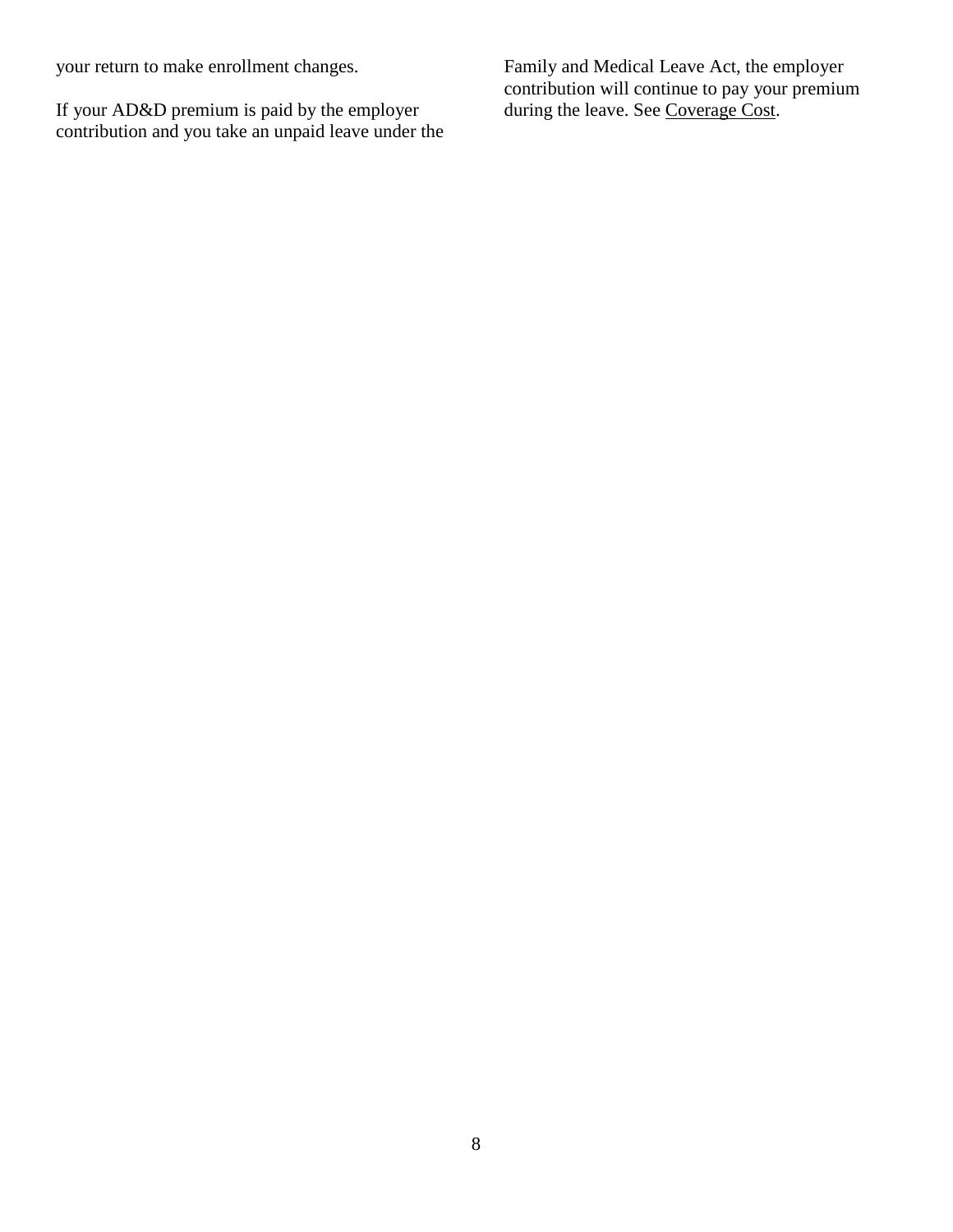your return to make enrollment changes.

If your AD&D premium is paid by the employer contribution and you take an unpaid leave under the Family and Medical Leave Act, the employer contribution will continue to pay your premium during the leave. See Coverage Cost.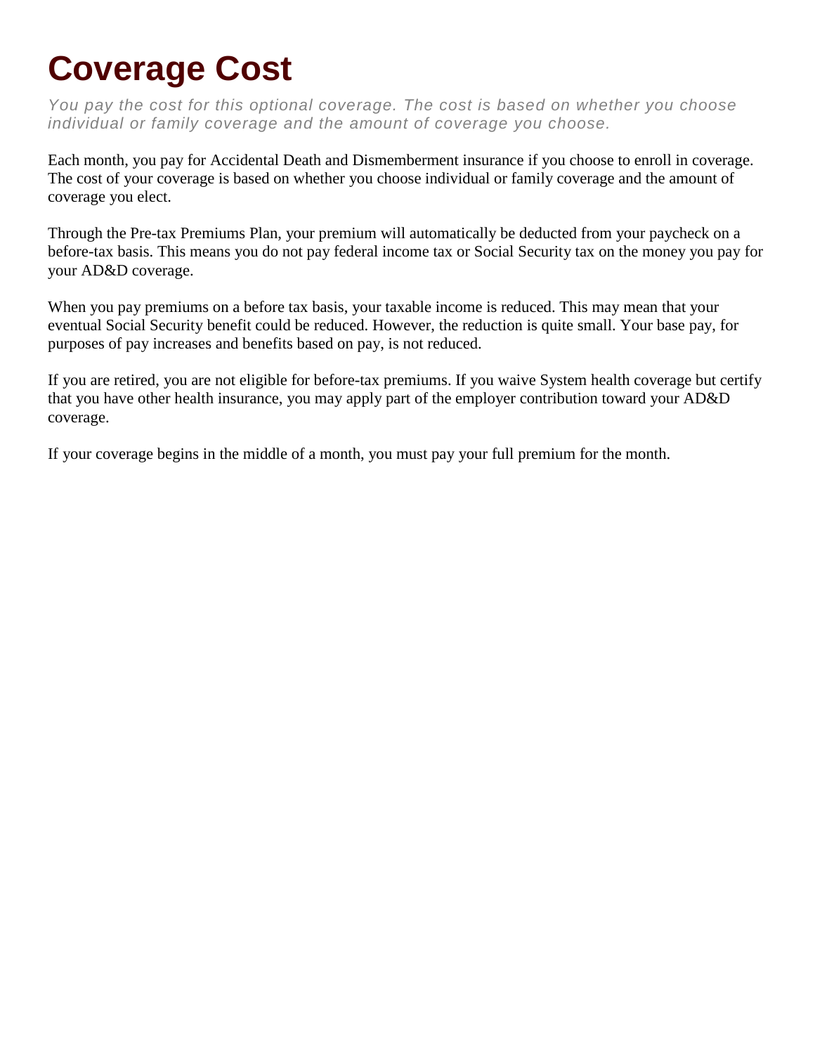# Coverage Cost

*You pay the cost for this optional coverage. The cost is based on whether you choose individual or family coverage and the amount of coverage you choose.*

Each month, you pay for Accidental Death and Dismemberment insurance if you choose to enroll in coverage. The cost of your coverage is based on whether you choose individual or family coverage and the amount of coverage you elect.

Through the Pre-tax Premiums Plan, your premium will automatically be deducted from your paycheck on a before-tax basis. This means you do not pay federal income tax or Social Security tax on the money you pay for your AD&D coverage.

When you pay premiums on a before tax basis, your taxable income is reduced. This may mean that your eventual Social Security benefit could be reduced. However, the reduction is quite small. Your base pay, for purposes of pay increases and benefits based on pay, is not reduced.

If you are retired, you are not eligible for before-tax premiums. If you waive System health coverage but certify that you have other health insurance, you may apply part of the employer contribution toward your AD&D coverage.

If your coverage begins in the middle of a month, you must pay your full premium for the month.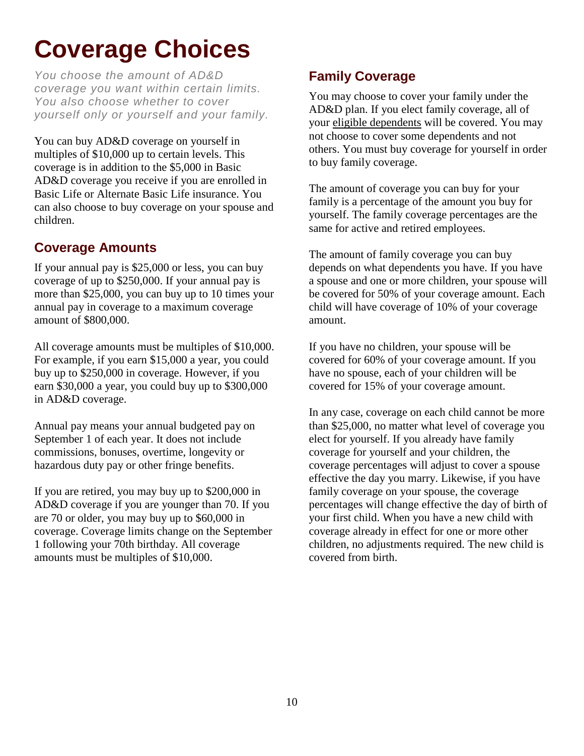# Coverage Choices

*You choose the amount of AD&D coverage you want within certain limits. You also choose whether to cover yourself only or yourself and your family.*

You can buy AD&D coverage on yourself in multiples of $10,000 up to certain levels. This coverage is in addition to the $5,000 in Basic AD&D coverage you receive if you are enrolled in Basic Life or Alternate Basic Life insurance. You can also choose to buy coverage on your spouse and children.

## Coverage Amounts

If your annual pay is $25,000 or less, you can buy coverage of up to $250,000. If your annual pay is more than $25,000, you can buy up to 10 times your annual pay in coverage to a maximum coverage amount of $800,000.

All coverage amounts must be multiples of $10,000. For example, if you earn $15,000 a year, you could buy up to $250,000 in coverage. However, if you earn $30,000 a year, you could buy up to $300,000 in AD&D coverage.

Annual pay means your annual budgeted pay on September 1 of each year. It does not include commissions, bonuses, overtime, longevity or hazardous duty pay or other fringe benefits.

If you are retired, you may buy up to $200,000 in AD&D coverage if you are younger than 70. If you are 70 or older, you may buy up to $60,000 in coverage. Coverage limits change on the September 1 following your 70th birthday. All coverage amounts must be multiples of $10,000.

## Family Coverage

You may choose to cover your family under the AD&D plan. If you elect family coverage, all of your eligible dependents will be covered. You may not choose to cover some dependents and not others. You must buy coverage for yourself in order to buy family coverage.

The amount of coverage you can buy for your family is a percentage of the amount you buy for yourself. The family coverage percentages are the same for active and retired employees.

The amount of family coverage you can buy depends on what dependents you have. If you have a spouse and one or more children, your spouse will be covered for 50% of your coverage amount. Each child will have coverage of 10% of your coverage amount.

If you have no children, your spouse will be covered for 60% of your coverage amount. If you have no spouse, each of your children will be covered for 15% of your coverage amount.

In any case, coverage on each child cannot be more than $25,000, no matter what level of coverage you elect for yourself. If you already have family coverage for yourself and your children, the coverage percentages will adjust to cover a spouse effective the day you marry. Likewise, if you have family coverage on your spouse, the coverage percentages will change effective the day of birth of your first child. When you have a new child with coverage already in effect for one or more other children, no adjustments required. The new child is covered from birth.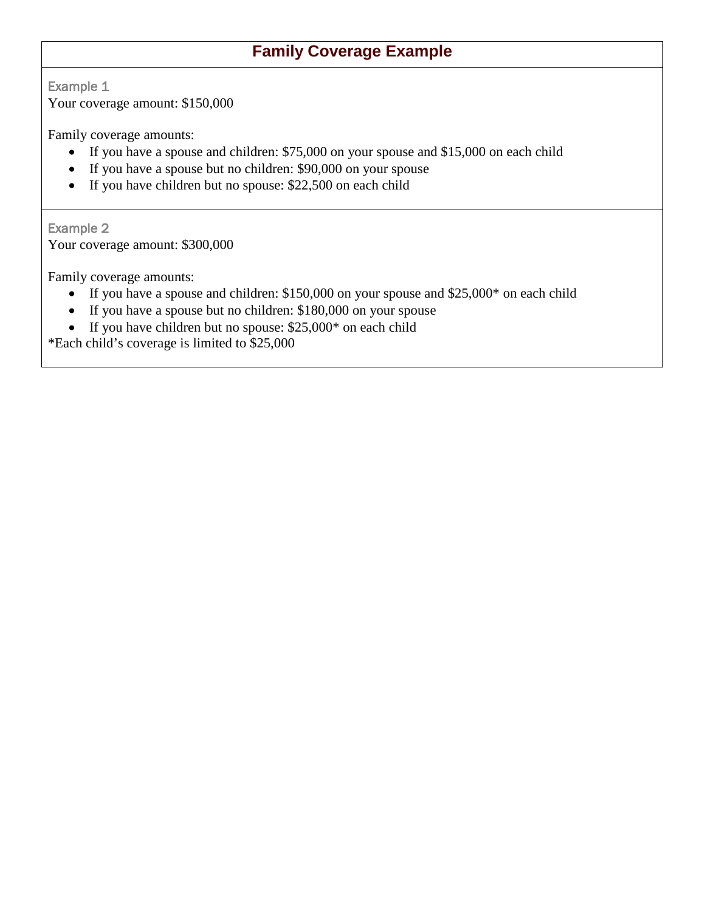## Family Coverage Example

### Example 1

Your coverage amount: $150,000

Family coverage amounts:

- If you have a spouse and children: $75,000 on your spouse and $15,000 on each child
- If you have a spouse but no children: $90,000 on your spouse
- If you have children but no spouse: $22,500 on each child

### Example 2

Your coverage amount: $300,000

Family coverage amounts:

- If you have a spouse and children: $150,000 on your spouse and $25,000* on each child
- If you have a spouse but no children: $180,000 on your spouse
- If you have children but no spouse: $25,000* on each child

*Each child's coverage is limited to $25,000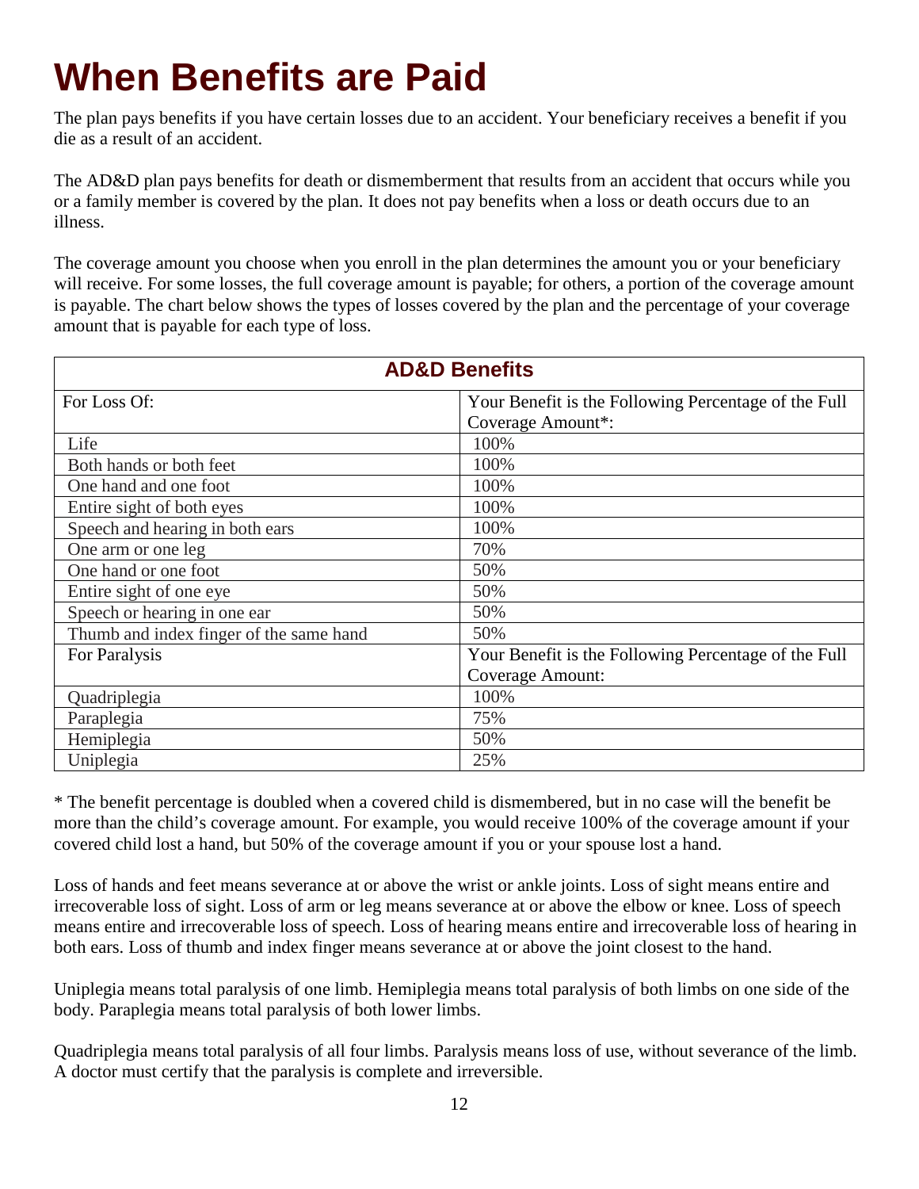# When Benefits are Paid

The plan pays benefits if you have certain losses due to an accident. Your beneficiary receives a benefit if you die as a result of an accident.

The AD&D plan pays benefits for death or dismemberment that results from an accident that occurs while you or a family member is covered by the plan. It does not pay benefits when a loss or death occurs due to an illness.

The coverage amount you choose when you enroll in the plan determines the amount you or your beneficiary will receive. For some losses, the full coverage amount is payable; for others, a portion of the coverage amount is payable. The chart below shows the types of losses covered by the plan and the percentage of your coverage amount that is payable for each type of loss.

| **AD&D Benefits** | |
|---|---|
| For Loss Of: | Your Benefit is the Following Percentage of the Full Coverage Amount*: |
| Life | 100% |
| Both hands or both feet | 100% |
| One hand and one foot | 100% |
| Entire sight of both eyes | 100% |
| Speech and hearing in both ears | 100% |
| One arm or one leg | 70% |
| One hand or one foot | 50% |
| Entire sight of one eye | 50% |
| Speech or hearing in one ear | 50% |
| Thumb and index finger of the same hand | 50% |
| For Paralysis | Your Benefit is the Following Percentage of the Full Coverage Amount: |
| Quadriplegia | 100% |
| Paraplegia | 75% |
| Hemiplegia | 50% |
| Uniplegia | 25% |

* The benefit percentage is doubled when a covered child is dismembered, but in no case will the benefit be more than the child's coverage amount. For example, you would receive 100% of the coverage amount if your covered child lost a hand, but 50% of the coverage amount if you or your spouse lost a hand.

Loss of hands and feet means severance at or above the wrist or ankle joints. Loss of sight means entire and irrecoverable loss of sight. Loss of arm or leg means severance at or above the elbow or knee. Loss of speech means entire and irrecoverable loss of speech. Loss of hearing means entire and irrecoverable loss of hearing in both ears. Loss of thumb and index finger means severance at or above the joint closest to the hand.

Uniplegia means total paralysis of one limb. Hemiplegia means total paralysis of both limbs on one side of the body. Paraplegia means total paralysis of both lower limbs.

Quadriplegia means total paralysis of all four limbs. Paralysis means loss of use, without severance of the limb. A doctor must certify that the paralysis is complete and irreversible.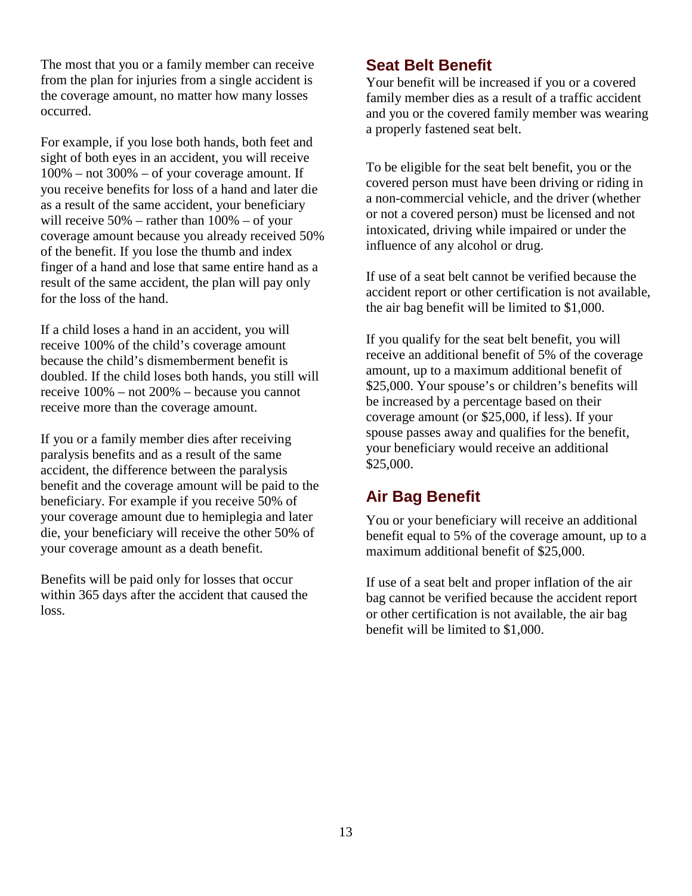The most that you or a family member can receive from the plan for injuries from a single accident is the coverage amount, no matter how many losses occurred.

For example, if you lose both hands, both feet and sight of both eyes in an accident, you will receive 100% – not 300% – of your coverage amount. If you receive benefits for loss of a hand and later die as a result of the same accident, your beneficiary will receive 50% – rather than 100% – of your coverage amount because you already received 50% of the benefit. If you lose the thumb and index finger of a hand and lose that same entire hand as a result of the same accident, the plan will pay only for the loss of the hand.

If a child loses a hand in an accident, you will receive 100% of the child's coverage amount because the child's dismemberment benefit is doubled. If the child loses both hands, you still will receive 100% – not 200% – because you cannot receive more than the coverage amount.

If you or a family member dies after receiving paralysis benefits and as a result of the same accident, the difference between the paralysis benefit and the coverage amount will be paid to the beneficiary. For example if you receive 50% of your coverage amount due to hemiplegia and later die, your beneficiary will receive the other 50% of your coverage amount as a death benefit.

Benefits will be paid only for losses that occur within 365 days after the accident that caused the loss.

## Seat Belt Benefit

Your benefit will be increased if you or a covered family member dies as a result of a traffic accident and you or the covered family member was wearing a properly fastened seat belt.

To be eligible for the seat belt benefit, you or the covered person must have been driving or riding in a non-commercial vehicle, and the driver (whether or not a covered person) must be licensed and not intoxicated, driving while impaired or under the influence of any alcohol or drug.

If use of a seat belt cannot be verified because the accident report or other certification is not available, the air bag benefit will be limited to $1,000.

If you qualify for the seat belt benefit, you will receive an additional benefit of 5% of the coverage amount, up to a maximum additional benefit of $25,000. Your spouse's or children's benefits will be increased by a percentage based on their coverage amount (or $25,000, if less). If your spouse passes away and qualifies for the benefit, your beneficiary would receive an additional $25,000.

## Air Bag Benefit

You or your beneficiary will receive an additional benefit equal to 5% of the coverage amount, up to a maximum additional benefit of $25,000.

If use of a seat belt and proper inflation of the air bag cannot be verified because the accident report or other certification is not available, the air bag benefit will be limited to $1,000.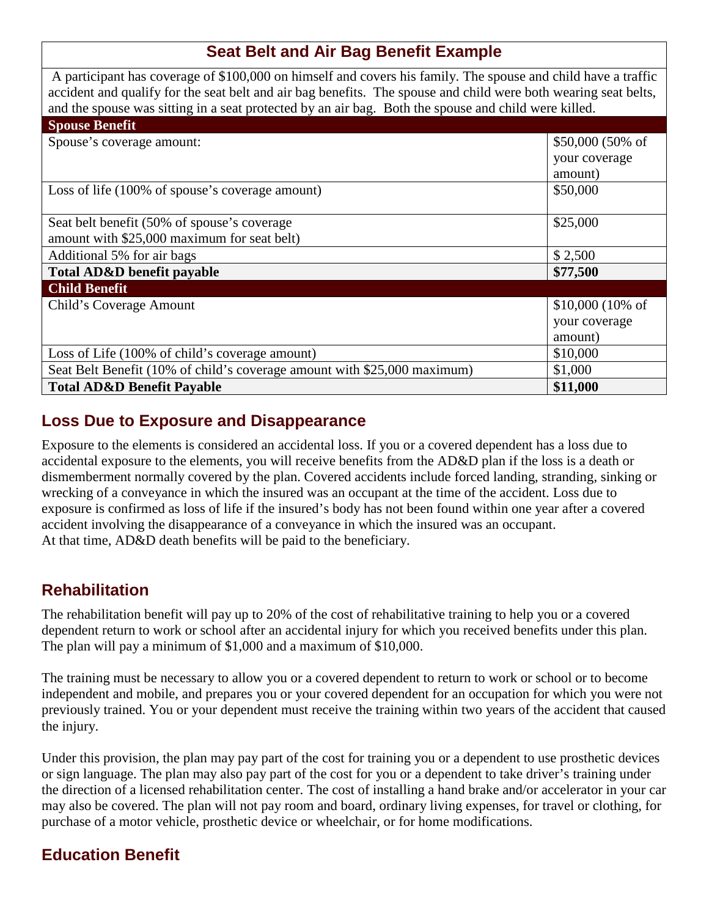## Seat Belt and Air Bag Benefit Example

A participant has coverage of $100,000 on himself and covers his family. The spouse and child have a traffic accident and qualify for the seat belt and air bag benefits. The spouse and child were both wearing seat belts, and the spouse was sitting in a seat protected by an air bag. Both the spouse and child were killed.

| **Spouse Benefit** | |
|---|---|
| Spouse's coverage amount: | $50,000 (50% of your coverage amount) |
| Loss of life (100% of spouse's coverage amount) | $50,000 |
| Seat belt benefit (50% of spouse's coverage amount with $25,000 maximum for seat belt) | $25,000 |
| Additional 5% for air bags | $ 2,500 |
| **Total AD&D benefit payable** | **$77,500** |
| **Child Benefit** | |
| Child's Coverage Amount | $10,000 (10% of your coverage amount) |
| Loss of Life (100% of child's coverage amount) | $10,000 |
| Seat Belt Benefit (10% of child's coverage amount with $25,000 maximum) | $1,000 |
| **Total AD&D Benefit Payable** | **$11,000** |

## Loss Due to Exposure and Disappearance

Exposure to the elements is considered an accidental loss. If you or a covered dependent has a loss due to accidental exposure to the elements, you will receive benefits from the AD&D plan if the loss is a death or dismemberment normally covered by the plan. Covered accidents include forced landing, stranding, sinking or wrecking of a conveyance in which the insured was an occupant at the time of the accident. Loss due to exposure is confirmed as loss of life if the insured's body has not been found within one year after a covered accident involving the disappearance of a conveyance in which the insured was an occupant.
At that time, AD&D death benefits will be paid to the beneficiary.

## Rehabilitation

The rehabilitation benefit will pay up to 20% of the cost of rehabilitative training to help you or a covered dependent return to work or school after an accidental injury for which you received benefits under this plan. The plan will pay a minimum of $1,000 and a maximum of $10,000.

The training must be necessary to allow you or a covered dependent to return to work or school or to become independent and mobile, and prepares you or your covered dependent for an occupation for which you were not previously trained. You or your dependent must receive the training within two years of the accident that caused the injury.

Under this provision, the plan may pay part of the cost for training you or a dependent to use prosthetic devices or sign language. The plan may also pay part of the cost for you or a dependent to take driver's training under the direction of a licensed rehabilitation center. The cost of installing a hand brake and/or accelerator in your car may also be covered. The plan will not pay room and board, ordinary living expenses, for travel or clothing, for purchase of a motor vehicle, prosthetic device or wheelchair, or for home modifications.

## Education Benefit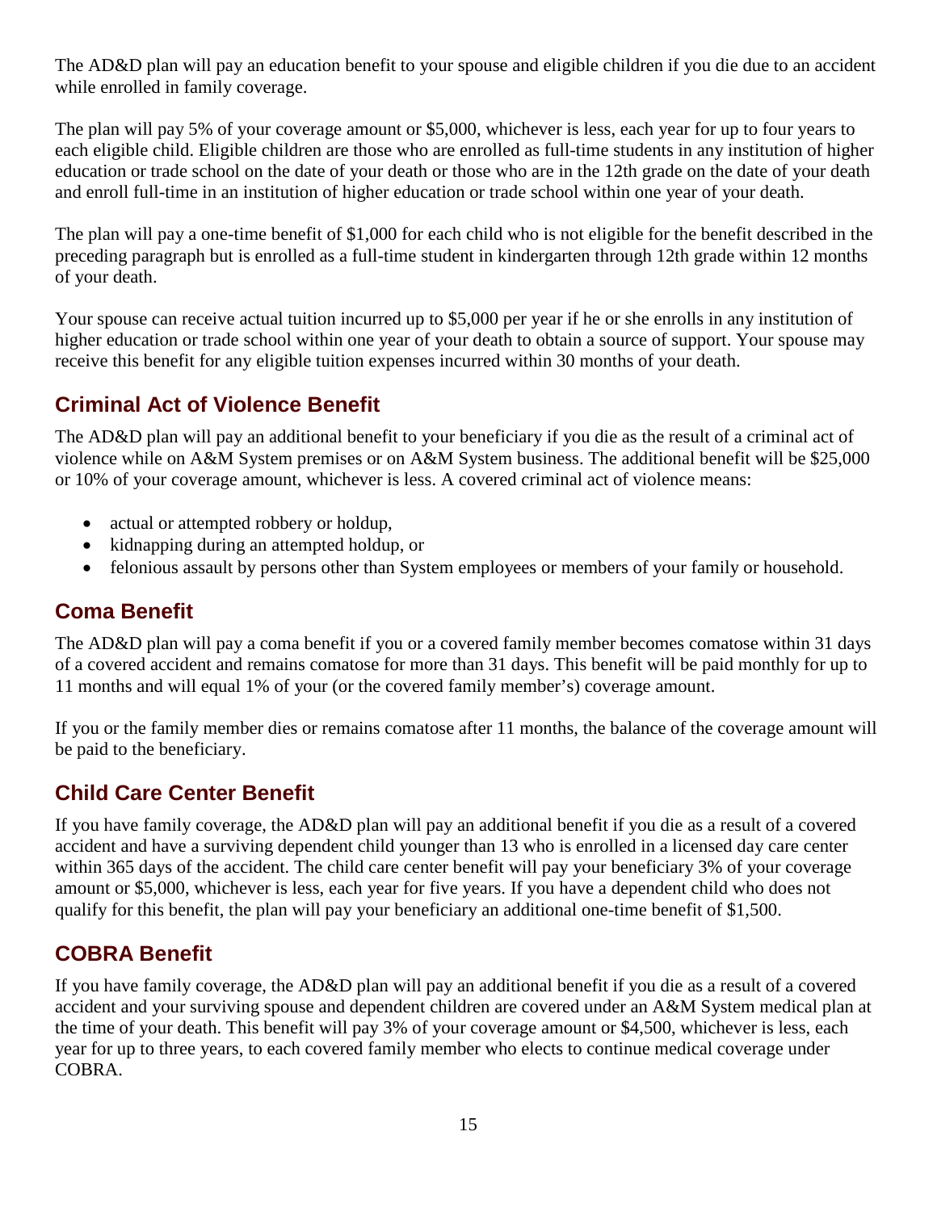The AD&D plan will pay an education benefit to your spouse and eligible children if you die due to an accident while enrolled in family coverage.

The plan will pay 5% of your coverage amount or $5,000, whichever is less, each year for up to four years to each eligible child. Eligible children are those who are enrolled as full-time students in any institution of higher education or trade school on the date of your death or those who are in the 12th grade on the date of your death and enroll full-time in an institution of higher education or trade school within one year of your death.

The plan will pay a one-time benefit of $1,000 for each child who is not eligible for the benefit described in the preceding paragraph but is enrolled as a full-time student in kindergarten through 12th grade within 12 months of your death.

Your spouse can receive actual tuition incurred up to $5,000 per year if he or she enrolls in any institution of higher education or trade school within one year of your death to obtain a source of support. Your spouse may receive this benefit for any eligible tuition expenses incurred within 30 months of your death.

## Criminal Act of Violence Benefit

The AD&D plan will pay an additional benefit to your beneficiary if you die as the result of a criminal act of violence while on A&M System premises or on A&M System business. The additional benefit will be $25,000 or 10% of your coverage amount, whichever is less. A covered criminal act of violence means:

- actual or attempted robbery or holdup,
- kidnapping during an attempted holdup, or
- felonious assault by persons other than System employees or members of your family or household.

## Coma Benefit

The AD&D plan will pay a coma benefit if you or a covered family member becomes comatose within 31 days of a covered accident and remains comatose for more than 31 days. This benefit will be paid monthly for up to 11 months and will equal 1% of your (or the covered family member's) coverage amount.

If you or the family member dies or remains comatose after 11 months, the balance of the coverage amount will be paid to the beneficiary.

## Child Care Center Benefit

If you have family coverage, the AD&D plan will pay an additional benefit if you die as a result of a covered accident and have a surviving dependent child younger than 13 who is enrolled in a licensed day care center within 365 days of the accident. The child care center benefit will pay your beneficiary 3% of your coverage amount or $5,000, whichever is less, each year for five years. If you have a dependent child who does not qualify for this benefit, the plan will pay your beneficiary an additional one-time benefit of $1,500.

## COBRA Benefit

If you have family coverage, the AD&D plan will pay an additional benefit if you die as a result of a covered accident and your surviving spouse and dependent children are covered under an A&M System medical plan at the time of your death. This benefit will pay 3% of your coverage amount or $4,500, whichever is less, each year for up to three years, to each covered family member who elects to continue medical coverage under COBRA.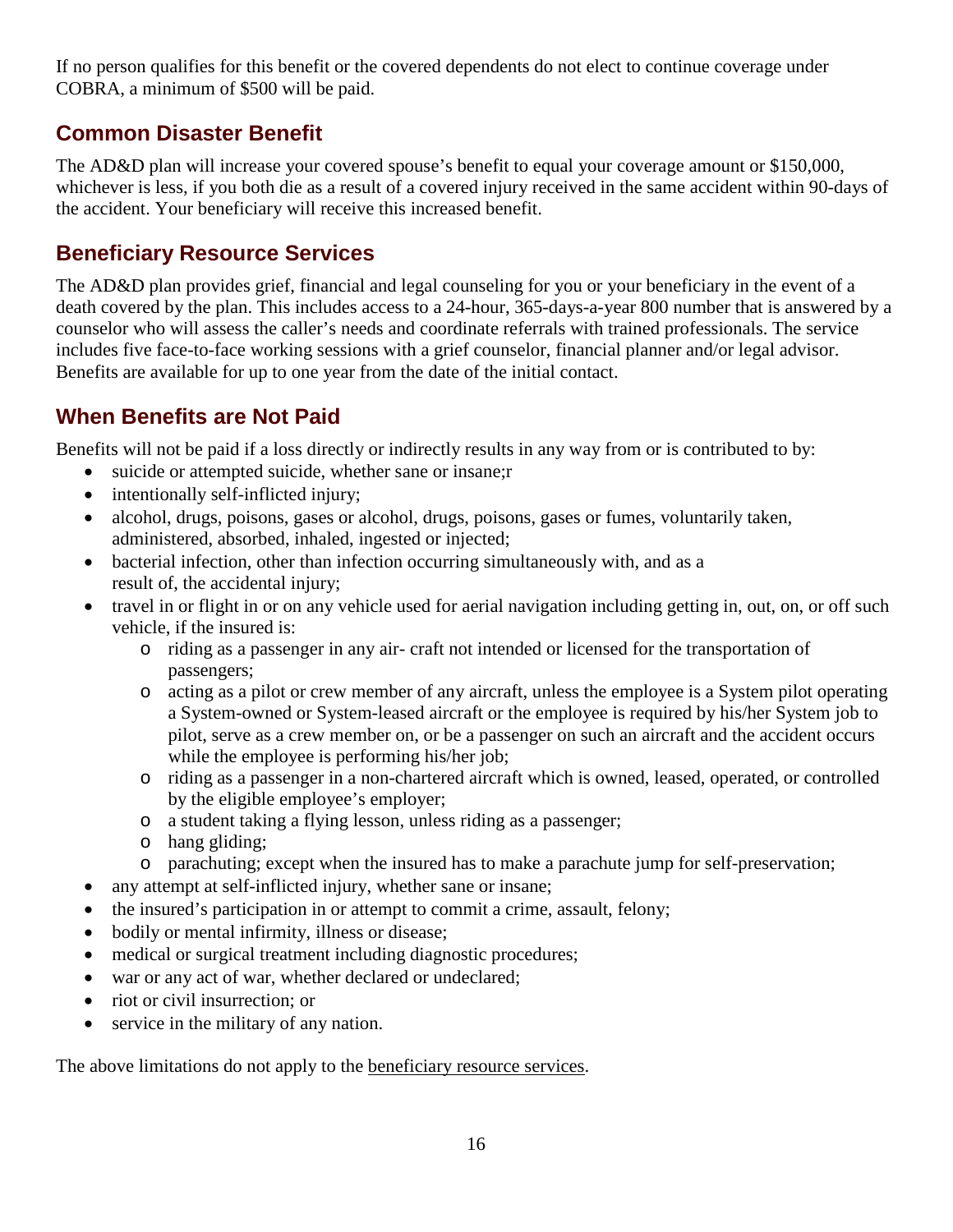If no person qualifies for this benefit or the covered dependents do not elect to continue coverage under COBRA, a minimum of $500 will be paid.

## Common Disaster Benefit

The AD&D plan will increase your covered spouse's benefit to equal your coverage amount or $150,000, whichever is less, if you both die as a result of a covered injury received in the same accident within 90-days of the accident. Your beneficiary will receive this increased benefit.

## Beneficiary Resource Services

The AD&D plan provides grief, financial and legal counseling for you or your beneficiary in the event of a death covered by the plan. This includes access to a 24-hour, 365-days-a-year 800 number that is answered by a counselor who will assess the caller's needs and coordinate referrals with trained professionals. The service includes five face-to-face working sessions with a grief counselor, financial planner and/or legal advisor. Benefits are available for up to one year from the date of the initial contact.

## When Benefits are Not Paid

Benefits will not be paid if a loss directly or indirectly results in any way from or is contributed to by:

- suicide or attempted suicide, whether sane or insane;r
- intentionally self-inflicted injury;
- alcohol, drugs, poisons, gases or alcohol, drugs, poisons, gases or fumes, voluntarily taken, administered, absorbed, inhaled, ingested or injected;
- bacterial infection, other than infection occurring simultaneously with, and as a result of, the accidental injury;
- travel in or flight in or on any vehicle used for aerial navigation including getting in, out, on, or off such vehicle, if the insured is:
  - riding as a passenger in any air- craft not intended or licensed for the transportation of passengers;
  - acting as a pilot or crew member of any aircraft, unless the employee is a System pilot operating a System-owned or System-leased aircraft or the employee is required by his/her System job to pilot, serve as a crew member on, or be a passenger on such an aircraft and the accident occurs while the employee is performing his/her job;
  - riding as a passenger in a non-chartered aircraft which is owned, leased, operated, or controlled by the eligible employee's employer;
  - a student taking a flying lesson, unless riding as a passenger;
  - hang gliding;
  - parachuting; except when the insured has to make a parachute jump for self-preservation;
- any attempt at self-inflicted injury, whether sane or insane;
- the insured's participation in or attempt to commit a crime, assault, felony;
- bodily or mental infirmity, illness or disease;
- medical or surgical treatment including diagnostic procedures;
- war or any act of war, whether declared or undeclared;
- riot or civil insurrection; or
- service in the military of any nation.

The above limitations do not apply to the beneficiary resource services.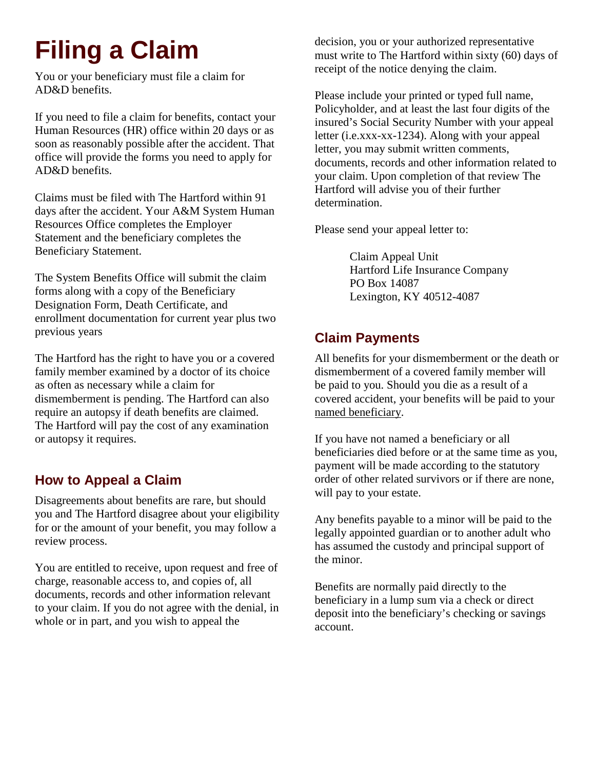# Filing a Claim

You or your beneficiary must file a claim for AD&D benefits.

If you need to file a claim for benefits, contact your Human Resources (HR) office within 20 days or as soon as reasonably possible after the accident. That office will provide the forms you need to apply for AD&D benefits.

Claims must be filed with The Hartford within 91 days after the accident. Your A&M System Human Resources Office completes the Employer Statement and the beneficiary completes the Beneficiary Statement.

The System Benefits Office will submit the claim forms along with a copy of the Beneficiary Designation Form, Death Certificate, and enrollment documentation for current year plus two previous years

The Hartford has the right to have you or a covered family member examined by a doctor of its choice as often as necessary while a claim for dismemberment is pending. The Hartford can also require an autopsy if death benefits are claimed. The Hartford will pay the cost of any examination or autopsy it requires.

## How to Appeal a Claim

Disagreements about benefits are rare, but should you and The Hartford disagree about your eligibility for or the amount of your benefit, you may follow a review process.

You are entitled to receive, upon request and free of charge, reasonable access to, and copies of, all documents, records and other information relevant to your claim. If you do not agree with the denial, in whole or in part, and you wish to appeal the decision, you or your authorized representative must write to The Hartford within sixty (60) days of receipt of the notice denying the claim.

Please include your printed or typed full name, Policyholder, and at least the last four digits of the insured's Social Security Number with your appeal letter (i.e.xxx-xx-1234). Along with your appeal letter, you may submit written comments, documents, records and other information related to your claim. Upon completion of that review The Hartford will advise you of their further determination.

Please send your appeal letter to:

Claim Appeal Unit
Hartford Life Insurance Company
PO Box 14087
Lexington, KY 40512-4087

## Claim Payments

All benefits for your dismemberment or the death or dismemberment of a covered family member will be paid to you. Should you die as a result of a covered accident, your benefits will be paid to your named beneficiary.

If you have not named a beneficiary or all beneficiaries died before or at the same time as you, payment will be made according to the statutory order of other related survivors or if there are none, will pay to your estate.

Any benefits payable to a minor will be paid to the legally appointed guardian or to another adult who has assumed the custody and principal support of the minor.

Benefits are normally paid directly to the beneficiary in a lump sum via a check or direct deposit into the beneficiary's checking or savings account.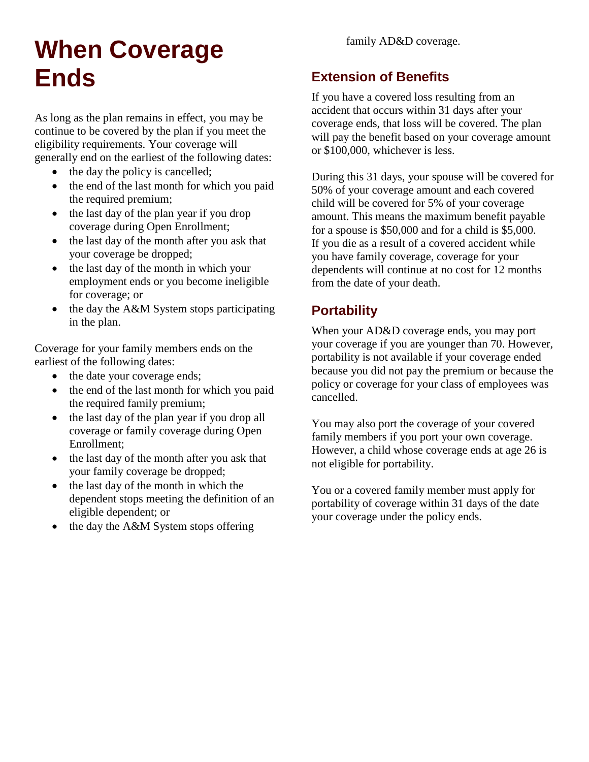# When Coverage Ends

As long as the plan remains in effect, you may be continue to be covered by the plan if you meet the eligibility requirements. Your coverage will generally end on the earliest of the following dates:

- the day the policy is cancelled;
- the end of the last month for which you paid the required premium;
- the last day of the plan year if you drop coverage during Open Enrollment;
- the last day of the month after you ask that your coverage be dropped;
- the last day of the month in which your employment ends or you become ineligible for coverage; or
- the day the A&M System stops participating in the plan.

Coverage for your family members ends on the earliest of the following dates:

- the date your coverage ends;
- the end of the last month for which you paid the required family premium;
- the last day of the plan year if you drop all coverage or family coverage during Open Enrollment;
- the last day of the month after you ask that your family coverage be dropped;
- the last day of the month in which the dependent stops meeting the definition of an eligible dependent; or
- the day the A&M System stops offering family AD&D coverage.

## Extension of Benefits

If you have a covered loss resulting from an accident that occurs within 31 days after your coverage ends, that loss will be covered. The plan will pay the benefit based on your coverage amount or $100,000, whichever is less.

During this 31 days, your spouse will be covered for 50% of your coverage amount and each covered child will be covered for 5% of your coverage amount. This means the maximum benefit payable for a spouse is $50,000 and for a child is $5,000. If you die as a result of a covered accident while you have family coverage, coverage for your dependents will continue at no cost for 12 months from the date of your death.

## Portability

When your AD&D coverage ends, you may port your coverage if you are younger than 70. However, portability is not available if your coverage ended because you did not pay the premium or because the policy or coverage for your class of employees was cancelled.

You may also port the coverage of your covered family members if you port your own coverage. However, a child whose coverage ends at age 26 is not eligible for portability.

You or a covered family member must apply for portability of coverage within 31 days of the date your coverage under the policy ends.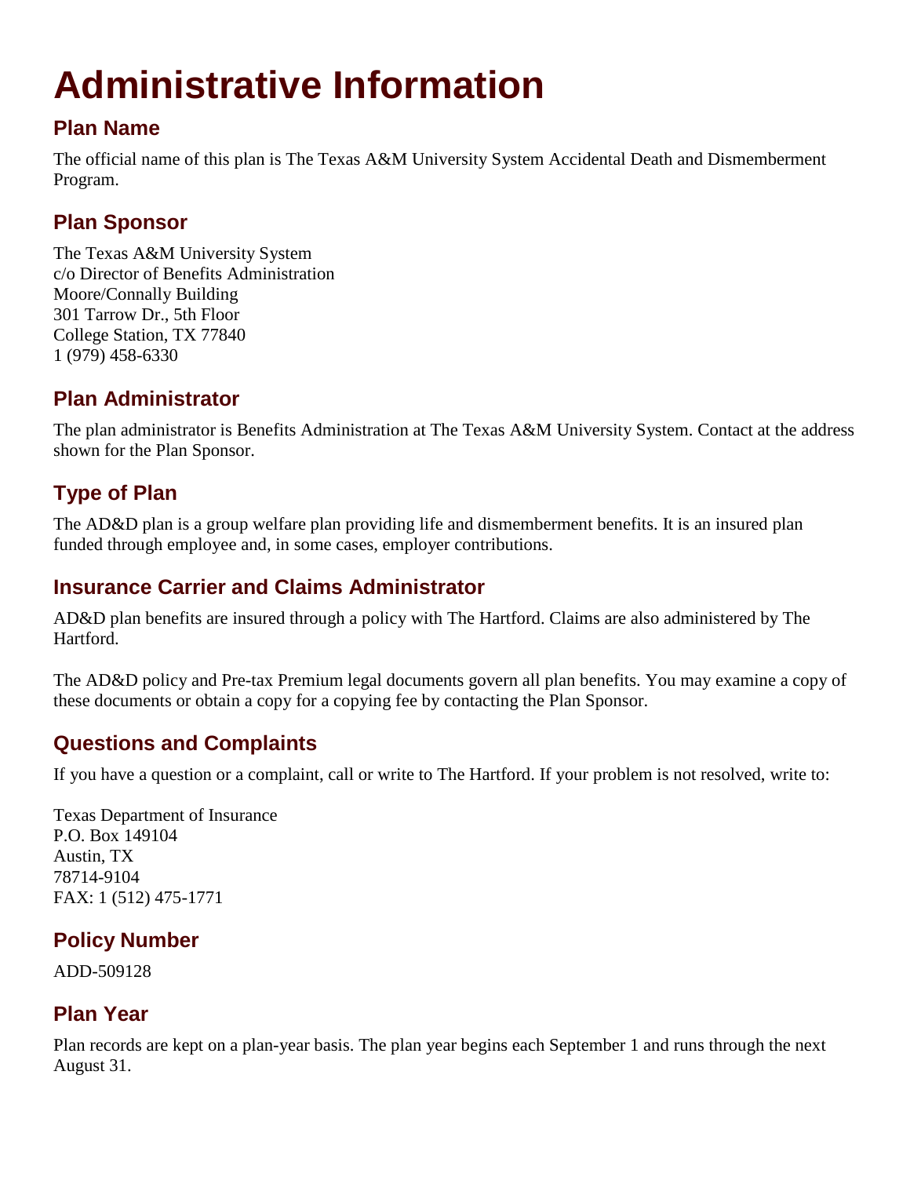# Administrative Information

## Plan Name

The official name of this plan is The Texas A&M University System Accidental Death and Dismemberment Program.

## Plan Sponsor

The Texas A&M University System
c/o Director of Benefits Administration
Moore/Connally Building
301 Tarrow Dr., 5th Floor
College Station, TX 77840
1 (979) 458-6330

## Plan Administrator

The plan administrator is Benefits Administration at The Texas A&M University System. Contact at the address shown for the Plan Sponsor.

## Type of Plan

The AD&D plan is a group welfare plan providing life and dismemberment benefits. It is an insured plan funded through employee and, in some cases, employer contributions.

## Insurance Carrier and Claims Administrator

AD&D plan benefits are insured through a policy with The Hartford. Claims are also administered by The Hartford.

The AD&D policy and Pre-tax Premium legal documents govern all plan benefits. You may examine a copy of these documents or obtain a copy for a copying fee by contacting the Plan Sponsor.

## Questions and Complaints

If you have a question or a complaint, call or write to The Hartford. If your problem is not resolved, write to:

Texas Department of Insurance
P.O. Box 149104
Austin, TX
78714-9104
FAX: 1 (512) 475-1771

## Policy Number

ADD-509128

## Plan Year

Plan records are kept on a plan-year basis. The plan year begins each September 1 and runs through the next August 31.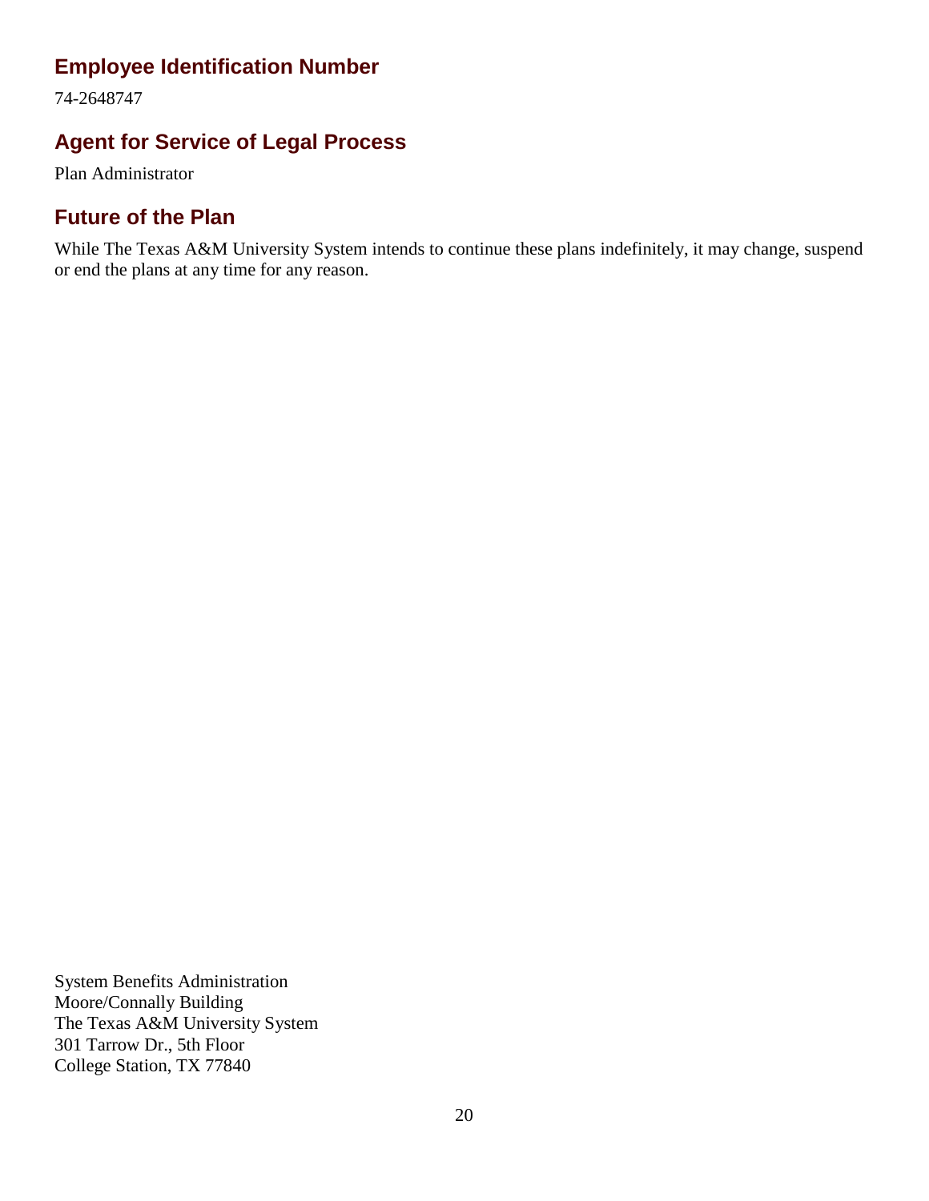## Employee Identification Number

74-2648747

## Agent for Service of Legal Process

Plan Administrator

## Future of the Plan

While The Texas A&M University System intends to continue these plans indefinitely, it may change, suspend or end the plans at any time for any reason.

System Benefits Administration
Moore/Connally Building
The Texas A&M University System
301 Tarrow Dr., 5th Floor
College Station, TX 77840